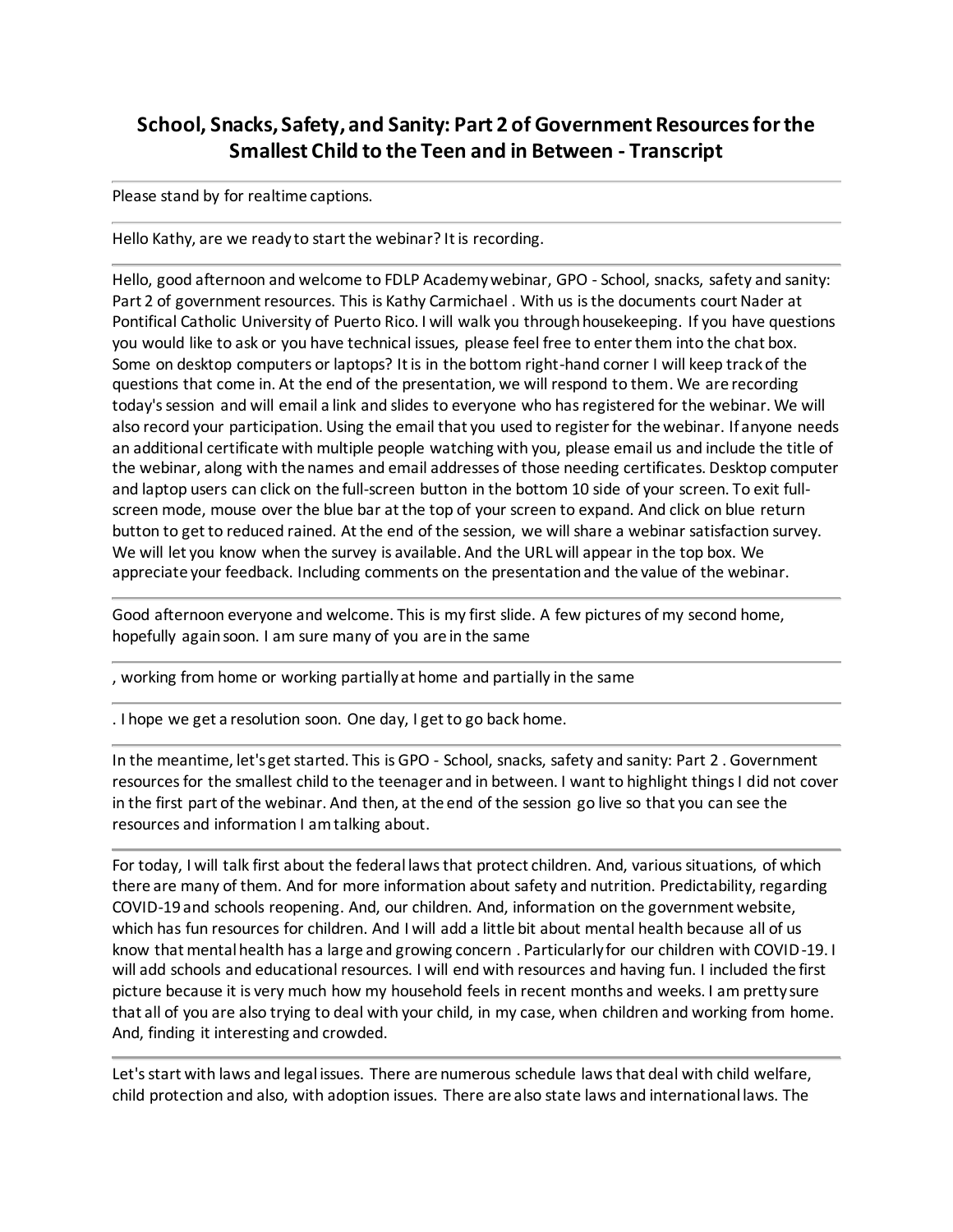# School, Snacks, Safety, and Sanity: Part 2 of Government Resources for the Smallest Child to the Teen and in Between - Transcript

Please stand by for realtime captions.

Hello Kathy, are we ready to start the webinar? It is recording.

Hello, good afternoon and welcome to FDLP Academy webinar, GPO - School, snacks, safety and sanity: Part 2 of government resources. This is Kathy Carmichael . With us is the documents court Nader at Pontifical Catholic University of Puerto Rico. I will walk you through housekeeping. If you have questions you would like to ask or you have technical issues, please feel free to enter them into the chat box. Some on desktop computers or laptops? It is in the bottom right-hand corner I will keep track of the questions that come in. At the end of the presentation, we will respond to them. We are recording today's session and will email a link and slides to everyone who has registered for the webinar. We will also record your participation. Using the email that you used to register for the webinar. If anyone needs an additional certificate with multiple people watching with you, please email us and include the title of the webinar, along with the names and email addresses of those needing certificates. Desktop computer and laptop users can click on the full-screen button in the bottom 10 side of your screen. To exit full-screen mode, mouse over the blue bar at the top of your screen to expand. And click on blue return button to get to reduced rained. At the end of the session, we will share a webinar satisfaction survey. We will let you know when the survey is available. And the URL will appear in the top box. We appreciate your feedback. Including comments on the presentation and the value of the webinar.

Good afternoon everyone and welcome. This is my first slide. A few pictures of my second home, hopefully again soon. I am sure many of you are in the same

, working from home or working partially at home and partially in the same

. I hope we get a resolution soon. One day, I get to go back home.

In the meantime, let's get started. This is GPO - School, snacks, safety and sanity: Part 2 . Government resources for the smallest child to the teenager and in between. I want to highlight things I did not cover in the first part of the webinar. And then, at the end of the session go live so that you can see the resources and information I am talking about.

For today, I will talk first about the federal laws that protect children. And, various situations, of which there are many of them. And for more information about safety and nutrition. Predictability, regarding COVID-19 and schools reopening. And, our children. And, information on the government website, which has fun resources for children. And I will add a little bit about mental health because all of us know that mental health has a large and growing concern . Particularly for our children with COVID-19. I will add schools and educational resources. I will end with resources and having fun. I included the first picture because it is very much how my household feels in recent months and weeks. I am pretty sure that all of you are also trying to deal with your child, in my case, when children and working from home. And, finding it interesting and crowded.

Let's start with laws and legal issues. There are numerous schedule laws that deal with child welfare, child protection and also, with adoption issues. There are also state laws and international laws. The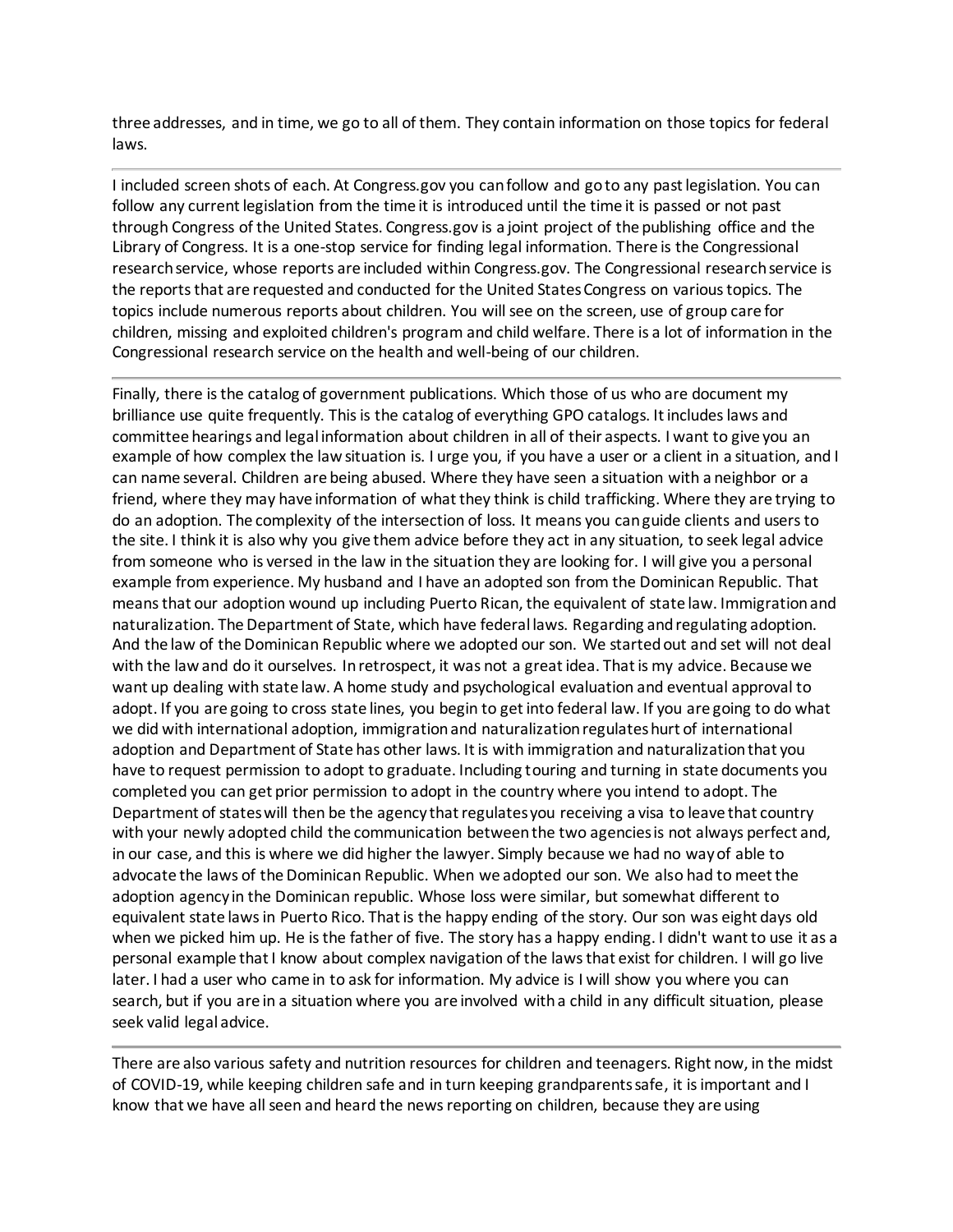three addresses, and in time, we go to all of them. They contain information on those topics for federal laws.

---

I included screen shots of each. At Congress.gov you can follow and go to any past legislation. You can follow any current legislation from the time it is introduced until the time it is passed or not past through Congress of the United States. Congress.gov is a joint project of the publishing office and the Library of Congress. It is a one-stop service for finding legal information. There is the Congressional research service, whose reports are included within Congress.gov. The Congressional research service is the reports that are requested and conducted for the United States Congress on various topics. The topics include numerous reports about children. You will see on the screen, use of group care for children, missing and exploited children's program and child welfare. There is a lot of information in the Congressional research service on the health and well-being of our children.

---

Finally, there is the catalog of government publications. Which those of us who are document my brilliance use quite frequently. This is the catalog of everything GPO catalogs. It includes laws and committee hearings and legal information about children in all of their aspects. I want to give you an example of how complex the law situation is. I urge you, if you have a user or a client in a situation, and I can name several. Children are being abused. Where they have seen a situation with a neighbor or a friend, where they may have information of what they think is child trafficking. Where they are trying to do an adoption. The complexity of the intersection of loss. It means you can guide clients and users to the site. I think it is also why you give them advice before they act in any situation, to seek legal advice from someone who is versed in the law in the situation they are looking for. I will give you a personal example from experience. My husband and I have an adopted son from the Dominican Republic. That means that our adoption wound up including Puerto Rican, the equivalent of state law. Immigration and naturalization. The Department of State, which have federal laws. Regarding and regulating adoption. And the law of the Dominican Republic where we adopted our son. We started out and set will not deal with the law and do it ourselves. In retrospect, it was not a great idea. That is my advice. Because we want up dealing with state law. A home study and psychological evaluation and eventual approval to adopt. If you are going to cross state lines, you begin to get into federal law. If you are going to do what we did with international adoption, immigration and naturalization regulates hurt of international adoption and Department of State has other laws. It is with immigration and naturalization that you have to request permission to adopt to graduate. Including touring and turning in state documents you completed you can get prior permission to adopt in the country where you intend to adopt. The Department of states will then be the agency that regulates you receiving a visa to leave that country with your newly adopted child the communication between the two agencies is not always perfect and, in our case, and this is where we did higher the lawyer. Simply because we had no way of able to advocate the laws of the Dominican Republic. When we adopted our son. We also had to meet the adoption agency in the Dominican republic. Whose loss were similar, but somewhat different to equivalent state laws in Puerto Rico. That is the happy ending of the story. Our son was eight days old when we picked him up. He is the father of five. The story has a happy ending. I didn't want to use it as a personal example that I know about complex navigation of the laws that exist for children. I will go live later. I had a user who came in to ask for information. My advice is I will show you where you can search, but if you are in a situation where you are involved with a child in any difficult situation, please seek valid legal advice.

---

There are also various safety and nutrition resources for children and teenagers. Right now, in the midst of COVID-19, while keeping children safe and in turn keeping grandparents safe, it is important and I know that we have all seen and heard the news reporting on children, because they are using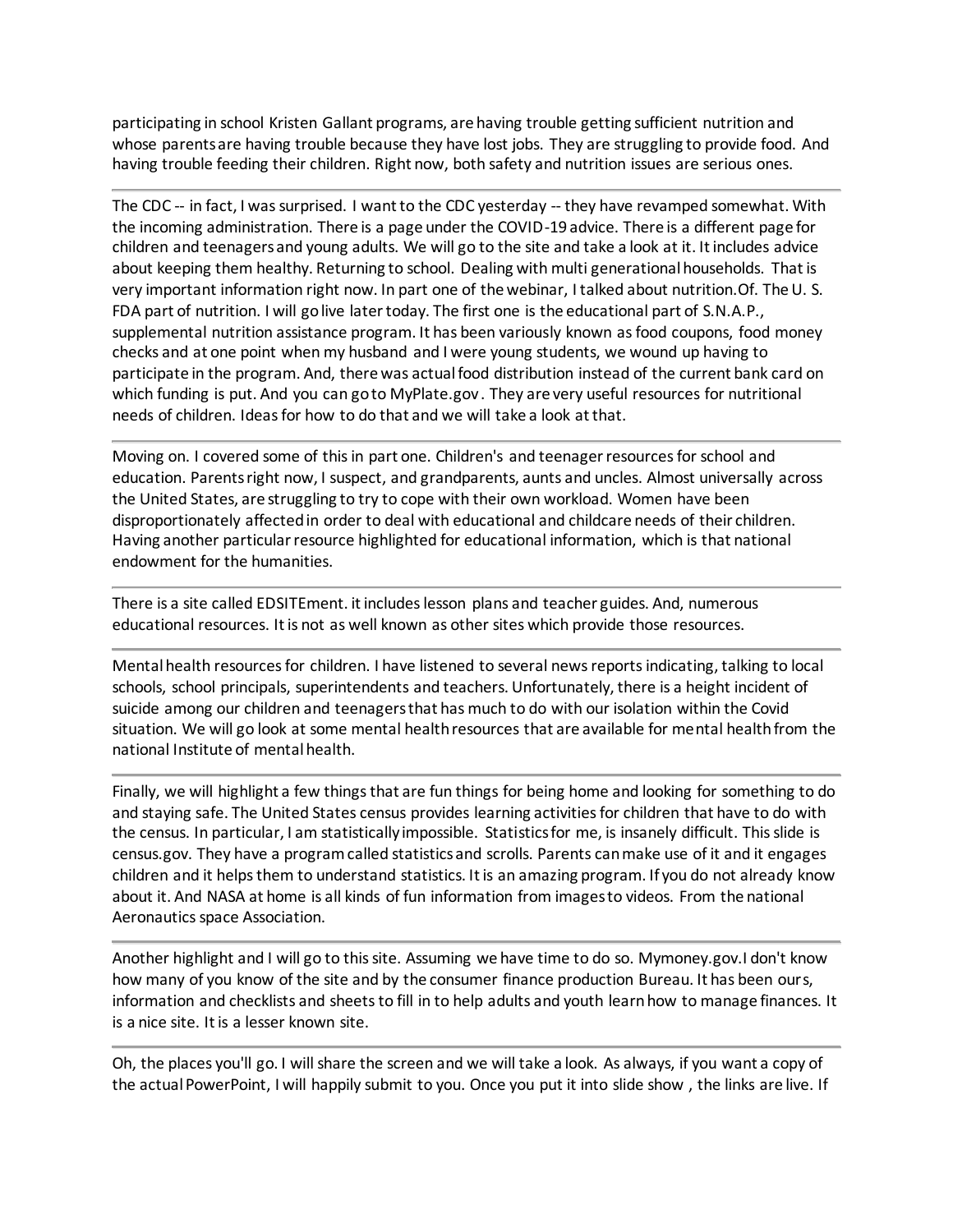participating in school Kristen Gallant programs, are having trouble getting sufficient nutrition and whose parents are having trouble because they have lost jobs. They are struggling to provide food. And having trouble feeding their children. Right now, both safety and nutrition issues are serious ones.

---

The CDC -- in fact, I was surprised. I want to the CDC yesterday -- they have revamped somewhat. With the incoming administration. There is a page under the COVID-19 advice. There is a different page for children and teenagers and young adults. We will go to the site and take a look at it. It includes advice about keeping them healthy. Returning to school. Dealing with multi generational households. That is very important information right now. In part one of the webinar, I talked about nutrition.Of. The U. S. FDA part of nutrition. I will go live later today. The first one is the educational part of S.N.A.P., supplemental nutrition assistance program. It has been variously known as food coupons, food money checks and at one point when my husband and I were young students, we wound up having to participate in the program. And, there was actual food distribution instead of the current bank card on which funding is put. And you can go to MyPlate.gov. They are very useful resources for nutritional needs of children. Ideas for how to do that and we will take a look at that.

---

Moving on. I covered some of this in part one. Children's and teenager resources for school and education. Parents right now, I suspect, and grandparents, aunts and uncles. Almost universally across the United States, are struggling to try to cope with their own workload. Women have been disproportionately affected in order to deal with educational and childcare needs of their children. Having another particular resource highlighted for educational information, which is that national endowment for the humanities.

---

There is a site called EDSITEment. it includes lesson plans and teacher guides. And, numerous educational resources. It is not as well known as other sites which provide those resources.

---

Mental health resources for children. I have listened to several news reports indicating, talking to local schools, school principals, superintendents and teachers. Unfortunately, there is a height incident of suicide among our children and teenagers that has much to do with our isolation within the Covid situation. We will go look at some mental health resources that are available for mental health from the national Institute of mental health.

---

Finally, we will highlight a few things that are fun things for being home and looking for something to do and staying safe. The United States census provides learning activities for children that have to do with the census. In particular, I am statistically impossible. Statistics for me, is insanely difficult. This slide is census.gov. They have a program called statistics and scrolls. Parents can make use of it and it engages children and it helps them to understand statistics. It is an amazing program. If you do not already know about it. And NASA at home is all kinds of fun information from images to videos. From the national Aeronautics space Association.

---

Another highlight and I will go to this site. Assuming we have time to do so. Mymoney.gov.I don't know how many of you know of the site and by the consumer finance production Bureau. It has been ours, information and checklists and sheets to fill in to help adults and youth learn how to manage finances. It is a nice site. It is a lesser known site.

---

Oh, the places you'll go. I will share the screen and we will take a look. As always, if you want a copy of the actual PowerPoint, I will happily submit to you. Once you put it into slide show , the links are live. If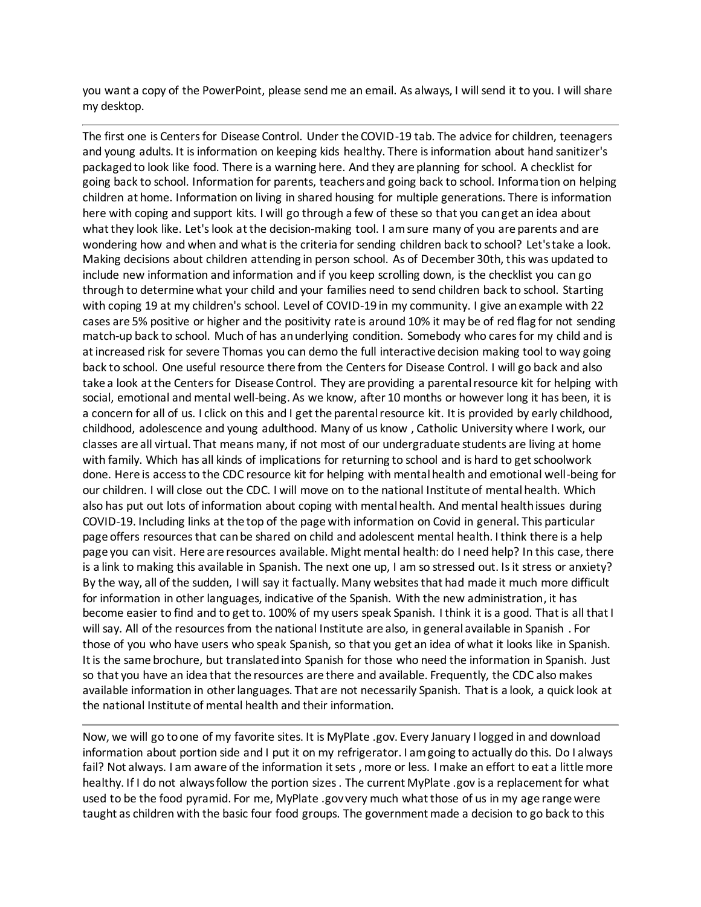you want a copy of the PowerPoint, please send me an email. As always, I will send it to you. I will share my desktop.

---

The first one is Centers for Disease Control. Under the COVID-19 tab. The advice for children, teenagers and young adults. It is information on keeping kids healthy. There is information about hand sanitizer's packaged to look like food. There is a warning here. And they are planning for school. A checklist for going back to school. Information for parents, teachers and going back to school. Information on helping children at home. Information on living in shared housing for multiple generations. There is information here with coping and support kits. I will go through a few of these so that you can get an idea about what they look like. Let's look at the decision-making tool. I am sure many of you are parents and are wondering how and when and what is the criteria for sending children back to school? Let's take a look. Making decisions about children attending in person school. As of December 30th, this was updated to include new information and information and if you keep scrolling down, is the checklist you can go through to determine what your child and your families need to send children back to school. Starting with coping 19 at my children's school. Level of COVID-19 in my community. I give an example with 22 cases are 5% positive or higher and the positivity rate is around 10% it may be of red flag for not sending match-up back to school. Much of has an underlying condition. Somebody who cares for my child and is at increased risk for severe Thomas you can demo the full interactive decision making tool to way going back to school. One useful resource there from the Centers for Disease Control. I will go back and also take a look at the Centers for Disease Control. They are providing a parental resource kit for helping with social, emotional and mental well-being. As we know, after 10 months or however long it has been, it is a concern for all of us. I click on this and I get the parental resource kit. It is provided by early childhood, childhood, adolescence and young adulthood. Many of us know , Catholic University where I work, our classes are all virtual. That means many, if not most of our undergraduate students are living at home with family. Which has all kinds of implications for returning to school and is hard to get schoolwork done. Here is access to the CDC resource kit for helping with mental health and emotional well-being for our children. I will close out the CDC. I will move on to the national Institute of mental health. Which also has put out lots of information about coping with mental health. And mental health issues during COVID-19. Including links at the top of the page with information on Covid in general. This particular page offers resources that can be shared on child and adolescent mental health. I think there is a help page you can visit. Here are resources available. Might mental health: do I need help? In this case, there is a link to making this available in Spanish. The next one up, I am so stressed out. Is it stress or anxiety? By the way, all of the sudden, I will say it factually. Many websites that had made it much more difficult for information in other languages, indicative of the Spanish. With the new administration, it has become easier to find and to get to. 100% of my users speak Spanish. I think it is a good. That is all that I will say. All of the resources from the national Institute are also, in general available in Spanish . For those of you who have users who speak Spanish, so that you get an idea of what it looks like in Spanish. It is the same brochure, but translated into Spanish for those who need the information in Spanish. Just so that you have an idea that the resources are there and available. Frequently, the CDC also makes available information in other languages. That are not necessarily Spanish. That is a look, a quick look at the national Institute of mental health and their information.

---

Now, we will go to one of my favorite sites. It is MyPlate .gov. Every January I logged in and download information about portion side and I put it on my refrigerator. I am going to actually do this. Do I always fail? Not always. I am aware of the information it sets , more or less. I make an effort to eat a little more healthy. If I do not always follow the portion sizes . The current MyPlate .gov is a replacement for what used to be the food pyramid. For me, MyPlate .gov very much what those of us in my age range were taught as children with the basic four food groups. The government made a decision to go back to this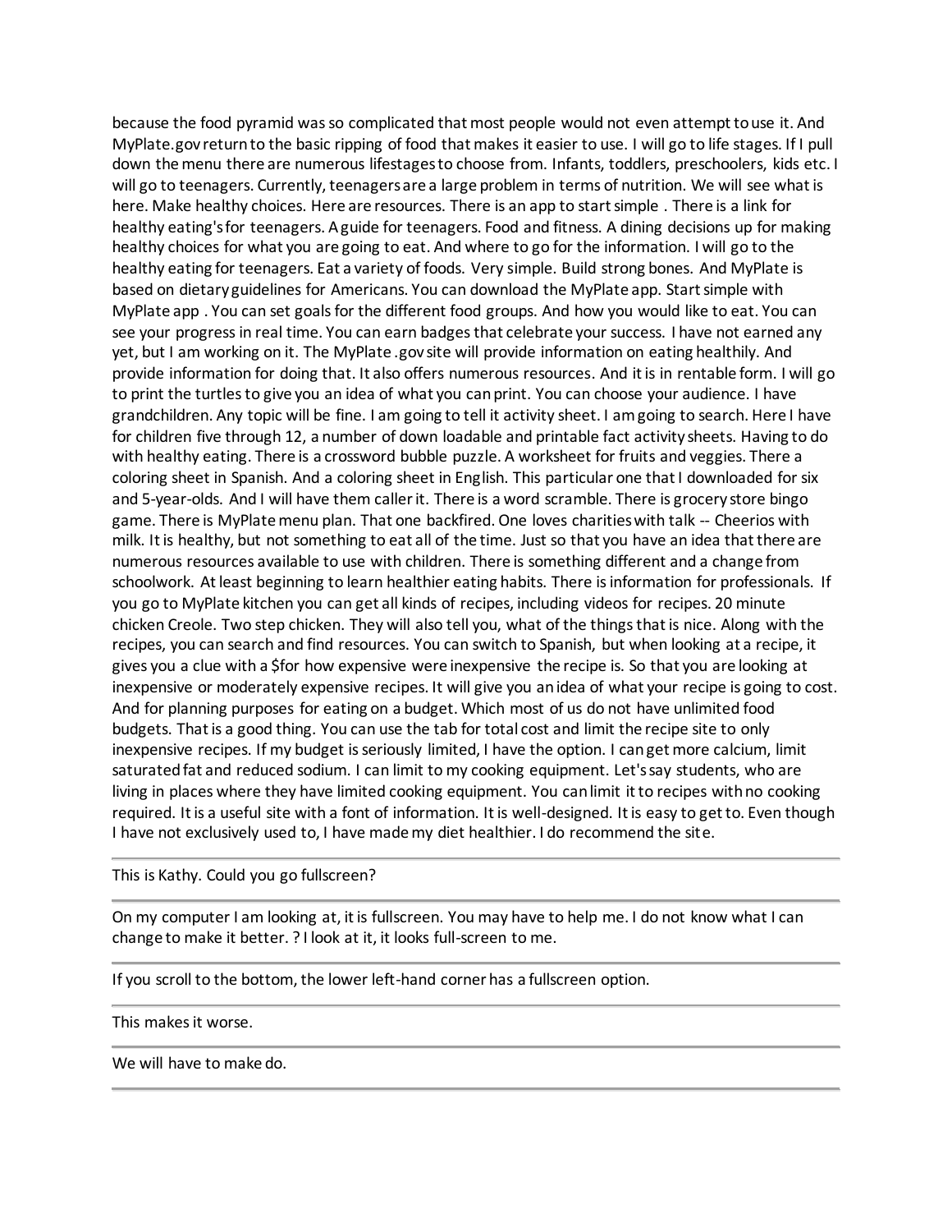because the food pyramid was so complicated that most people would not even attempt to use it. And MyPlate.gov return to the basic ripping of food that makes it easier to use. I will go to life stages. If I pull down the menu there are numerous lifestages to choose from. Infants, toddlers, preschoolers, kids etc. I will go to teenagers. Currently, teenagers are a large problem in terms of nutrition. We will see what is here. Make healthy choices. Here are resources. There is an app to start simple . There is a link for healthy eating's for teenagers. A guide for teenagers. Food and fitness. A dining decisions up for making healthy choices for what you are going to eat. And where to go for the information. I will go to the healthy eating for teenagers. Eat a variety of foods. Very simple. Build strong bones. And MyPlate is based on dietary guidelines for Americans. You can download the MyPlate app. Start simple with MyPlate app . You can set goals for the different food groups. And how you would like to eat. You can see your progress in real time. You can earn badges that celebrate your success. I have not earned any yet, but I am working on it. The MyPlate .gov site will provide information on eating healthily. And provide information for doing that. It also offers numerous resources. And it is in rentable form. I will go to print the turtles to give you an idea of what you can print. You can choose your audience. I have grandchildren. Any topic will be fine. I am going to tell it activity sheet. I am going to search. Here I have for children five through 12, a number of down loadable and printable fact activity sheets. Having to do with healthy eating. There is a crossword bubble puzzle. A worksheet for fruits and veggies. There a coloring sheet in Spanish. And a coloring sheet in English. This particular one that I downloaded for six and 5-year-olds. And I will have them caller it. There is a word scramble. There is grocery store bingo game. There is MyPlate menu plan. That one backfired. One loves charities with talk -- Cheerios with milk. It is healthy, but not something to eat all of the time. Just so that you have an idea that there are numerous resources available to use with children. There is something different and a change from schoolwork. At least beginning to learn healthier eating habits. There is information for professionals. If you go to MyPlate kitchen you can get all kinds of recipes, including videos for recipes. 20 minute chicken Creole. Two step chicken. They will also tell you, what of the things that is nice. Along with the recipes, you can search and find resources. You can switch to Spanish, but when looking at a recipe, it gives you a clue with a $for how expensive were inexpensive the recipe is. So that you are looking at inexpensive or moderately expensive recipes. It will give you an idea of what your recipe is going to cost. And for planning purposes for eating on a budget. Which most of us do not have unlimited food budgets. That is a good thing. You can use the tab for total cost and limit the recipe site to only inexpensive recipes. If my budget is seriously limited, I have the option. I can get more calcium, limit saturated fat and reduced sodium. I can limit to my cooking equipment. Let's say students, who are living in places where they have limited cooking equipment. You can limit it to recipes with no cooking required. It is a useful site with a font of information. It is well-designed. It is easy to get to. Even though I have not exclusively used to, I have made my diet healthier. I do recommend the site.

---

This is Kathy. Could you go fullscreen?

---

On my computer I am looking at, it is fullscreen. You may have to help me. I do not know what I can change to make it better. ? I look at it, it looks full-screen to me.

---

If you scroll to the bottom, the lower left-hand corner has a fullscreen option.

---

This makes it worse.

---

We will have to make do.

---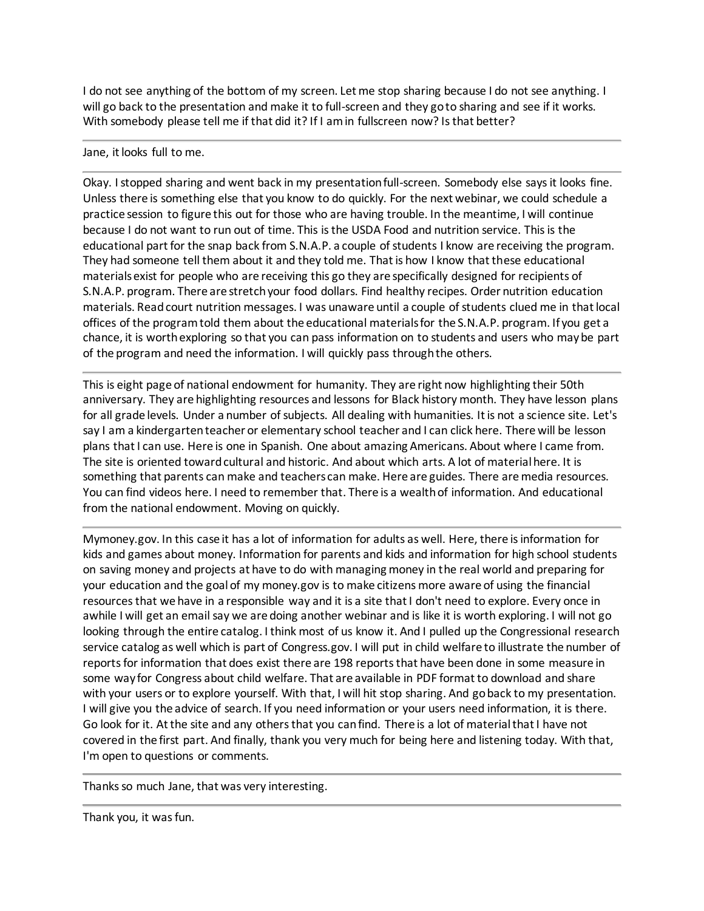I do not see anything of the bottom of my screen. Let me stop sharing because I do not see anything. I will go back to the presentation and make it to full-screen and they go to sharing and see if it works. With somebody please tell me if that did it? If I am in fullscreen now? Is that better?

---

Jane, it looks full to me.

---

Okay. I stopped sharing and went back in my presentation full-screen. Somebody else says it looks fine. Unless there is something else that you know to do quickly. For the next webinar, we could schedule a practice session to figure this out for those who are having trouble. In the meantime, I will continue because I do not want to run out of time. This is the USDA Food and nutrition service. This is the educational part for the snap back from S.N.A.P. a couple of students I know are receiving the program. They had someone tell them about it and they told me. That is how I know that these educational materials exist for people who are receiving this go they are specifically designed for recipients of S.N.A.P. program. There are stretch your food dollars. Find healthy recipes. Order nutrition education materials. Read court nutrition messages. I was unaware until a couple of students clued me in that local offices of the program told them about the educational materials for the S.N.A.P. program. If you get a chance, it is worth exploring so that you can pass information on to students and users who may be part of the program and need the information. I will quickly pass through the others.

---

This is eight page of national endowment for humanity. They are right now highlighting their 50th anniversary. They are highlighting resources and lessons for Black history month. They have lesson plans for all grade levels. Under a number of subjects. All dealing with humanities. It is not a science site. Let's say I am a kindergarten teacher or elementary school teacher and I can click here. There will be lesson plans that I can use. Here is one in Spanish. One about amazing Americans. About where I came from. The site is oriented toward cultural and historic. And about which arts. A lot of material here. It is something that parents can make and teachers can make. Here are guides. There are media resources. You can find videos here. I need to remember that. There is a wealth of information. And educational from the national endowment. Moving on quickly.

---

Mymoney.gov. In this case it has a lot of information for adults as well. Here, there is information for kids and games about money. Information for parents and kids and information for high school students on saving money and projects at have to do with managing money in the real world and preparing for your education and the goal of my money.gov is to make citizens more aware of using the financial resources that we have in a responsible way and it is a site that I don't need to explore. Every once in awhile I will get an email say we are doing another webinar and is like it is worth exploring. I will not go looking through the entire catalog. I think most of us know it. And I pulled up the Congressional research service catalog as well which is part of Congress.gov. I will put in child welfare to illustrate the number of reports for information that does exist there are 198 reports that have been done in some measure in some way for Congress about child welfare. That are available in PDF format to download and share with your users or to explore yourself. With that, I will hit stop sharing. And go back to my presentation. I will give you the advice of search. If you need information or your users need information, it is there. Go look for it. At the site and any others that you can find. There is a lot of material that I have not covered in the first part. And finally, thank you very much for being here and listening today. With that, I'm open to questions or comments.

---

Thanks so much Jane, that was very interesting.

---

Thank you, it was fun.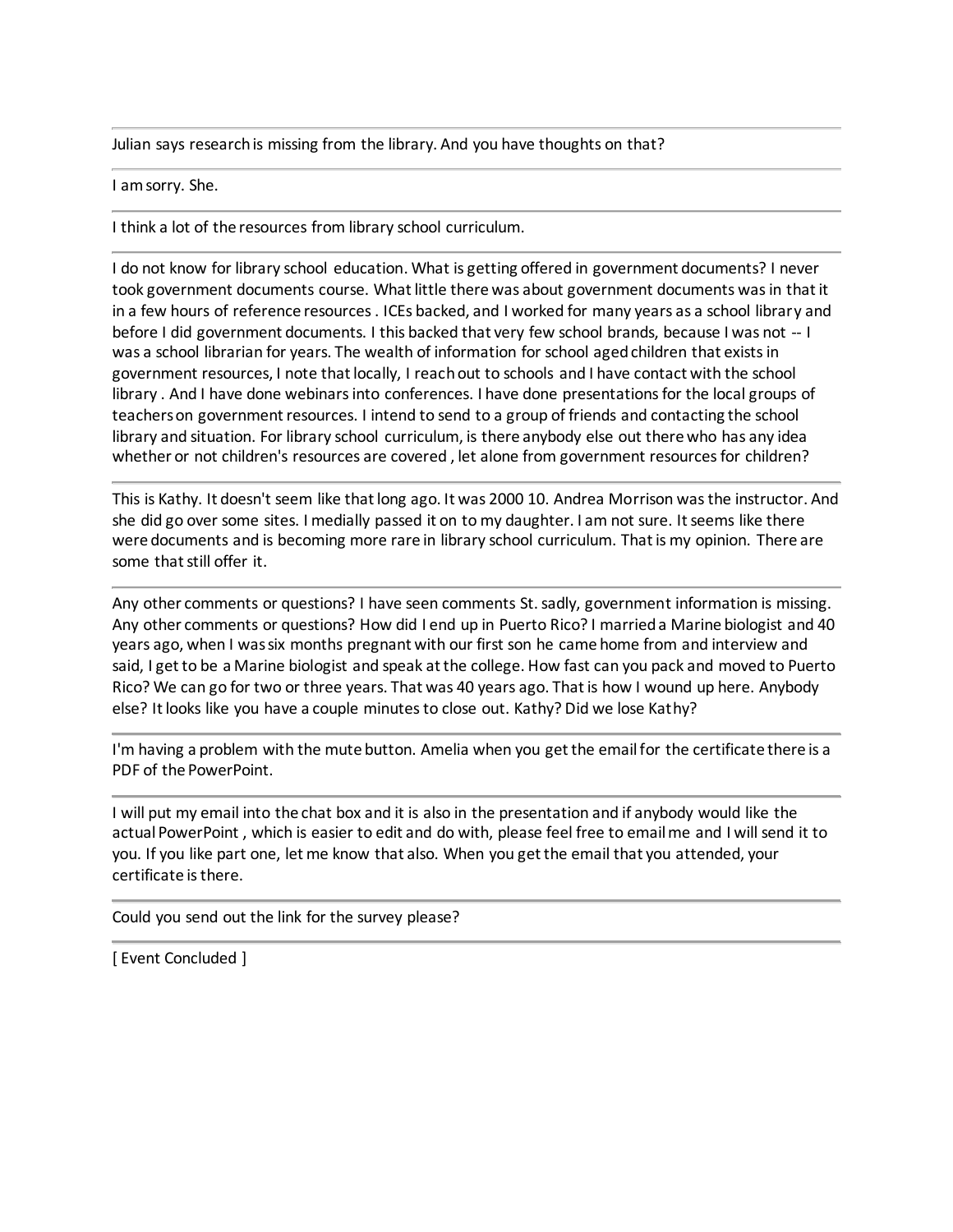Julian says research is missing from the library. And you have thoughts on that?

---

I am sorry. She.

---

I think a lot of the resources from library school curriculum.

---

I do not know for library school education. What is getting offered in government documents? I never took government documents course. What little there was about government documents was in that it in a few hours of reference resources . ICEs backed, and I worked for many years as a school library and before I did government documents. I this backed that very few school brands, because I was not -- I was a school librarian for years. The wealth of information for school aged children that exists in government resources, I note that locally, I reach out to schools and I have contact with the school library . And I have done webinars into conferences. I have done presentations for the local groups of teachers on government resources. I intend to send to a group of friends and contacting the school library and situation. For library school curriculum, is there anybody else out there who has any idea whether or not children's resources are covered , let alone from government resources for children?

---

This is Kathy. It doesn't seem like that long ago. It was 2000 10. Andrea Morrison was the instructor. And she did go over some sites. I medially passed it on to my daughter. I am not sure. It seems like there were documents and is becoming more rare in library school curriculum. That is my opinion. There are some that still offer it.

---

Any other comments or questions? I have seen comments St. sadly, government information is missing. Any other comments or questions? How did I end up in Puerto Rico? I married a Marine biologist and 40 years ago, when I was six months pregnant with our first son he came home from and interview and said, I get to be a Marine biologist and speak at the college. How fast can you pack and moved to Puerto Rico? We can go for two or three years. That was 40 years ago. That is how I wound up here. Anybody else? It looks like you have a couple minutes to close out. Kathy? Did we lose Kathy?

---

I'm having a problem with the mute button. Amelia when you get the email for the certificate there is a PDF of the PowerPoint.

---

I will put my email into the chat box and it is also in the presentation and if anybody would like the actual PowerPoint , which is easier to edit and do with, please feel free to email me and I will send it to you. If you like part one, let me know that also. When you get the email that you attended, your certificate is there.

---

Could you send out the link for the survey please?

---

[ Event Concluded ]